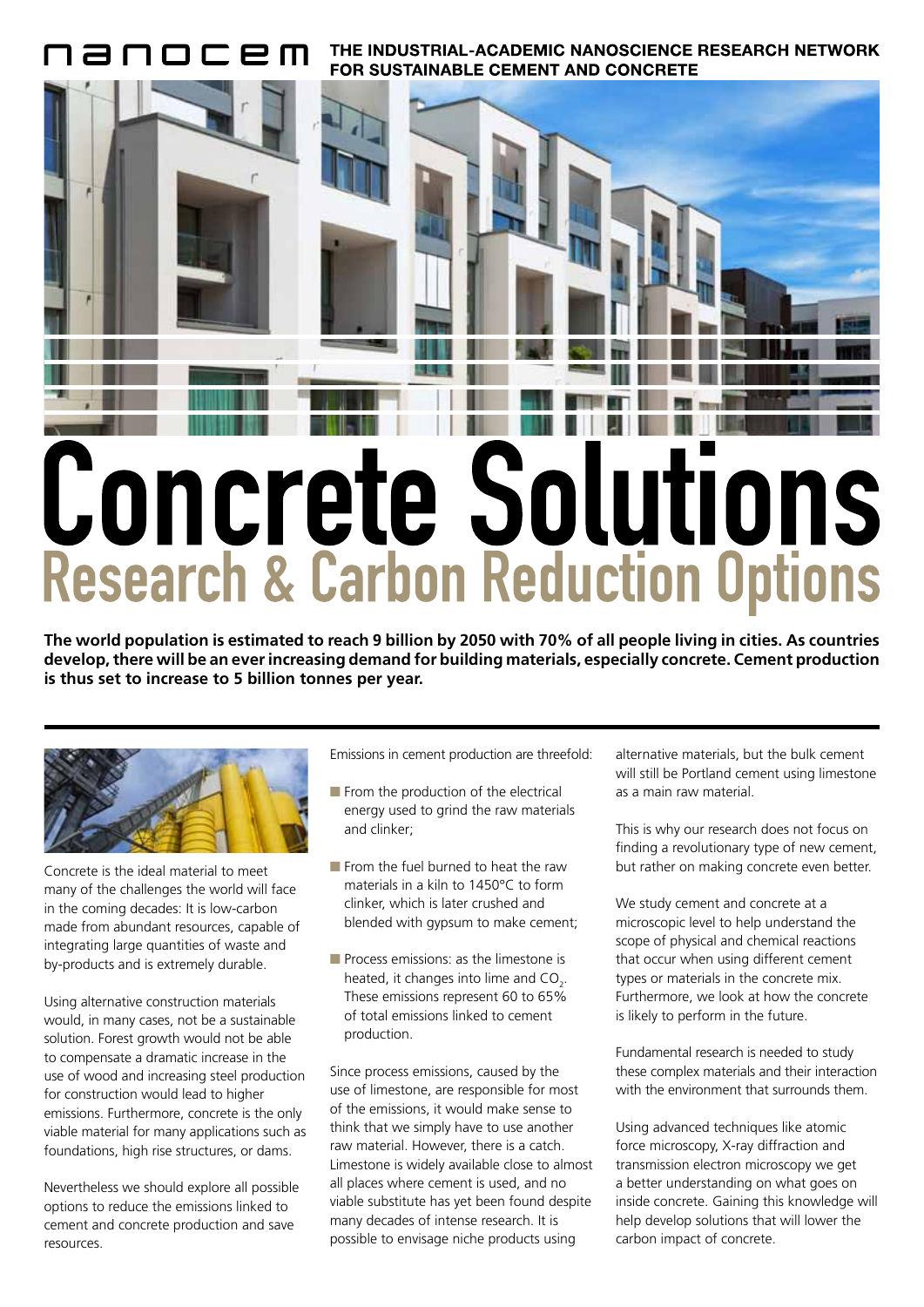nanocem THE INDUSTRIAL-ACADEMIC NANOSCIENCE RESEARCH NETWORK FOR SUSTAINABLE CEMENT AND CONCRETE

# Concrete Solutions

## Research & Carbon Reduction Options

**The world population is estimated to reach 9 billion by 2050 with 70% of all people living in cities. As countries develop, there will be an ever increasing demand for building materials, especially concrete. Cement production is thus set to increase to 5 billion tonnes per year.**

Concrete is the ideal material to meet many of the challenges the world will face in the coming decades: It is low-carbon made from abundant resources, capable of integrating large quantities of waste and by-products and is extremely durable.

Using alternative construction materials would, in many cases, not be a sustainable solution. Forest growth would not be able to compensate a dramatic increase in the use of wood and increasing steel production for construction would lead to higher emissions. Furthermore, concrete is the only viable material for many applications such as foundations, high rise structures, or dams.

Nevertheless we should explore all possible options to reduce the emissions linked to cement and concrete production and save resources.

Emissions in cement production are threefold:

- From the production of the electrical energy used to grind the raw materials and clinker;
- From the fuel burned to heat the raw materials in a kiln to 1450°C to form clinker, which is later crushed and blended with gypsum to make cement;
- Process emissions: as the limestone is heated, it changes into lime and $CO_2$. These emissions represent 60 to 65% of total emissions linked to cement production.

Since process emissions, caused by the use of limestone, are responsible for most of the emissions, it would make sense to think that we simply have to use another raw material. However, there is a catch. Limestone is widely available close to almost all places where cement is used, and no viable substitute has yet been found despite many decades of intense research. It is possible to envisage niche products using alternative materials, but the bulk cement will still be Portland cement using limestone as a main raw material.

This is why our research does not focus on finding a revolutionary type of new cement, but rather on making concrete even better.

We study cement and concrete at a microscopic level to help understand the scope of physical and chemical reactions that occur when using different cement types or materials in the concrete mix. Furthermore, we look at how the concrete is likely to perform in the future.

Fundamental research is needed to study these complex materials and their interaction with the environment that surrounds them.

Using advanced techniques like atomic force microscopy, X-ray diffraction and transmission electron microscopy we get a better understanding on what goes on inside concrete. Gaining this knowledge will help develop solutions that will lower the carbon impact of concrete.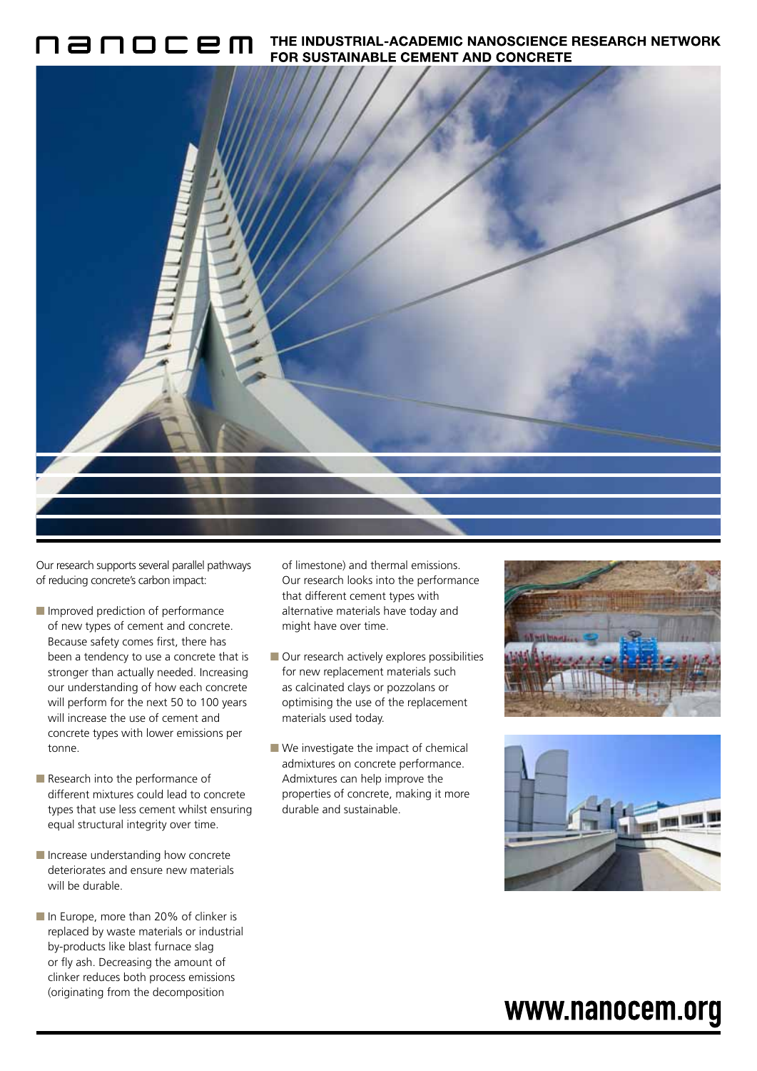# nanocem THE INDUSTRIAL-ACADEMIC NANOSCIENCE RESEARCH NETWORK FOR SUSTAINABLE CEMENT AND CONCRETE

Our research supports several parallel pathways of reducing concrete's carbon impact:

- Improved prediction of performance of new types of cement and concrete. Because safety comes first, there has been a tendency to use a concrete that is stronger than actually needed. Increasing our understanding of how each concrete will perform for the next 50 to 100 years will increase the use of cement and concrete types with lower emissions per tonne.
- Research into the performance of different mixtures could lead to concrete types that use less cement whilst ensuring equal structural integrity over time.
- Increase understanding how concrete deteriorates and ensure new materials will be durable.
- In Europe, more than 20% of clinker is replaced by waste materials or industrial by-products like blast furnace slag or fly ash. Decreasing the amount of clinker reduces both process emissions (originating from the decomposition of limestone) and thermal emissions. Our research looks into the performance that different cement types with alternative materials have today and might have over time.
- Our research actively explores possibilities for new replacement materials such as calcinated clays or pozzolans or optimising the use of the replacement materials used today.
- We investigate the impact of chemical admixtures on concrete performance. Admixtures can help improve the properties of concrete, making it more durable and sustainable.

**www.nanocem.org**